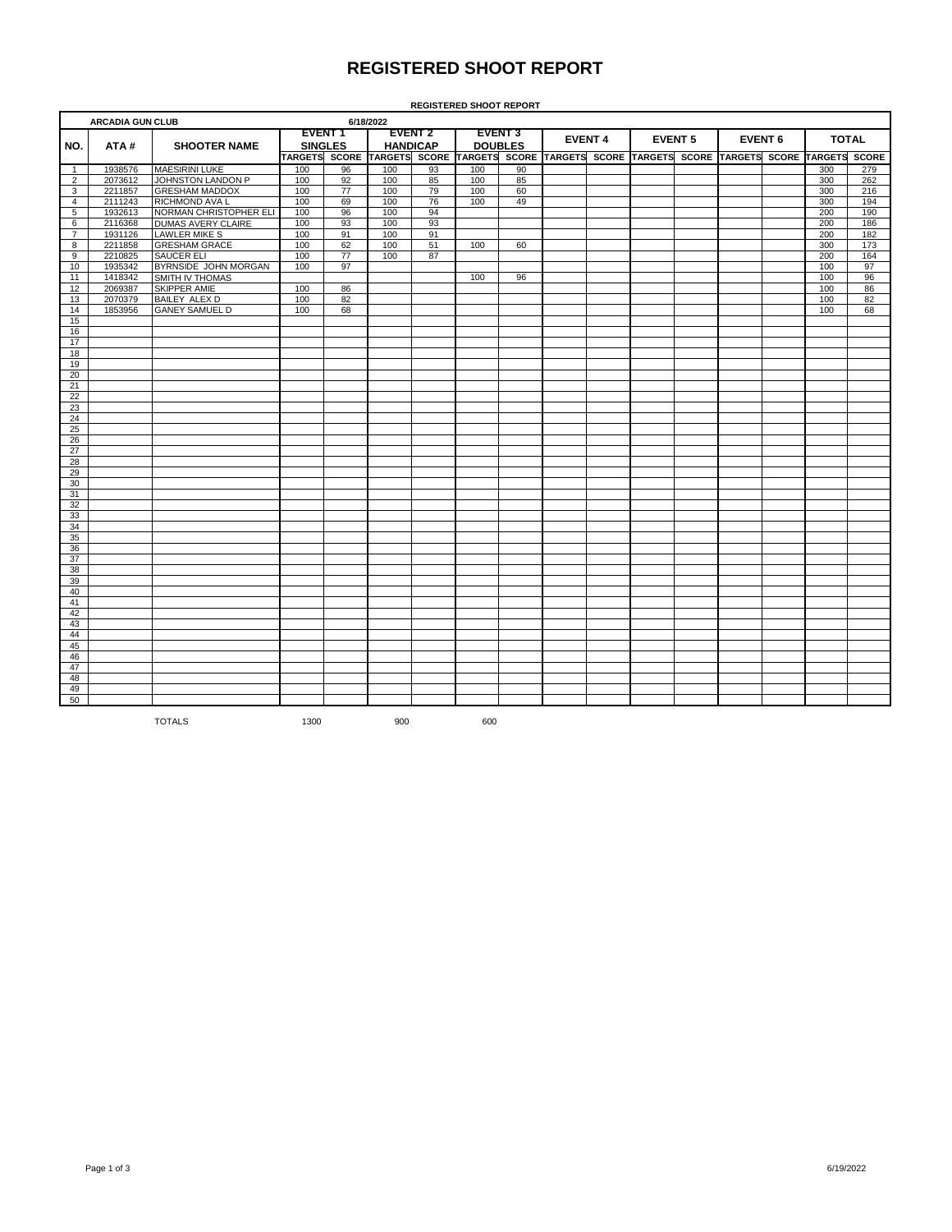# REGISTERED SHOOT REPORT

**REGISTERED SHOOT REPORT**

| ARCADIA GUN CLUB | | 6/18/2022 | | | | | | | | | | | | | | |
|---|---|---|---|---|---|---|---|---|---|---|---|---|---|---|---|---|
| NO. | ATA # | SHOOTER NAME | EVENT 1 SINGLES | | EVENT 2 HANDICAP | | EVENT 3 DOUBLES | | EVENT 4 | | EVENT 5 | | EVENT 6 | | TOTAL | |
| | | | TARGETS | SCORE | TARGETS | SCORE | TARGETS | SCORE | TARGETS | SCORE | TARGETS | SCORE | TARGETS | SCORE | TARGETS | SCORE |
| 1 | 1938576 | MAESIRINI LUKE | 100 | 96 | 100 | 93 | 100 | 90 | | | | | | | 300 | 279 |
| 2 | 2073612 | JOHNSTON LANDON P | 100 | 92 | 100 | 85 | 100 | 85 | | | | | | | 300 | 262 |
| 3 | 2211857 | GRESHAM MADDOX | 100 | 77 | 100 | 79 | 100 | 60 | | | | | | | 300 | 216 |
| 4 | 2111243 | RICHMOND AVA L | 100 | 69 | 100 | 76 | 100 | 49 | | | | | | | 300 | 194 |
| 5 | 1932613 | NORMAN CHRISTOPHER ELI | 100 | 96 | 100 | 94 | | | | | | | | | 200 | 190 |
| 6 | 2116368 | DUMAS AVERY CLAIRE | 100 | 93 | 100 | 93 | | | | | | | | | 200 | 186 |
| 7 | 1931126 | LAWLER MIKE S | 100 | 91 | 100 | 91 | | | | | | | | | 200 | 182 |
| 8 | 2211858 | GRESHAM GRACE | 100 | 62 | 100 | 51 | 100 | 60 | | | | | | | 300 | 173 |
| 9 | 2210825 | SAUCER ELI | 100 | 77 | 100 | 87 | | | | | | | | | 200 | 164 |
| 10 | 1935342 | BYRNSIDE JOHN MORGAN | 100 | 97 | | | | | | | | | | | 100 | 97 |
| 11 | 1418342 | SMITH IV THOMAS | | | | | 100 | 96 | | | | | | | 100 | 96 |
| 12 | 2069387 | SKIPPER AMIE | 100 | 86 | | | | | | | | | | | 100 | 86 |
| 13 | 2070379 | BAILEY ALEX D | 100 | 82 | | | | | | | | | | | 100 | 82 |
| 14 | 1853956 | GANEY SAMUEL D | 100 | 68 | | | | | | | | | | | 100 | 68 |
| 15 | | | | | | | | | | | | | | | | |
| 16 | | | | | | | | | | | | | | | | |
| 17 | | | | | | | | | | | | | | | | |
| 18 | | | | | | | | | | | | | | | | |
| 19 | | | | | | | | | | | | | | | | |
| 20 | | | | | | | | | | | | | | | | |
| 21 | | | | | | | | | | | | | | | | |
| 22 | | | | | | | | | | | | | | | | |
| 23 | | | | | | | | | | | | | | | | |
| 24 | | | | | | | | | | | | | | | | |
| 25 | | | | | | | | | | | | | | | | |
| 26 | | | | | | | | | | | | | | | | |
| 27 | | | | | | | | | | | | | | | | |
| 28 | | | | | | | | | | | | | | | | |
| 29 | | | | | | | | | | | | | | | | |
| 30 | | | | | | | | | | | | | | | | |
| 31 | | | | | | | | | | | | | | | | |
| 32 | | | | | | | | | | | | | | | | |
| 33 | | | | | | | | | | | | | | | | |
| 34 | | | | | | | | | | | | | | | | |
| 35 | | | | | | | | | | | | | | | | |
| 36 | | | | | | | | | | | | | | | | |
| 37 | | | | | | | | | | | | | | | | |
| 38 | | | | | | | | | | | | | | | | |
| 39 | | | | | | | | | | | | | | | | |
| 40 | | | | | | | | | | | | | | | | |
| 41 | | | | | | | | | | | | | | | | |
| 42 | | | | | | | | | | | | | | | | |
| 43 | | | | | | | | | | | | | | | | |
| 44 | | | | | | | | | | | | | | | | |
| 45 | | | | | | | | | | | | | | | | |
| 46 | | | | | | | | | | | | | | | | |
| 47 | | | | | | | | | | | | | | | | |
| 48 | | | | | | | | | | | | | | | | |
| 49 | | | | | | | | | | | | | | | | |
| 50 | | | | | | | | | | | | | | | | |
| | | TOTALS | 1300 | | 900 | | 600 | | | | | | | | | |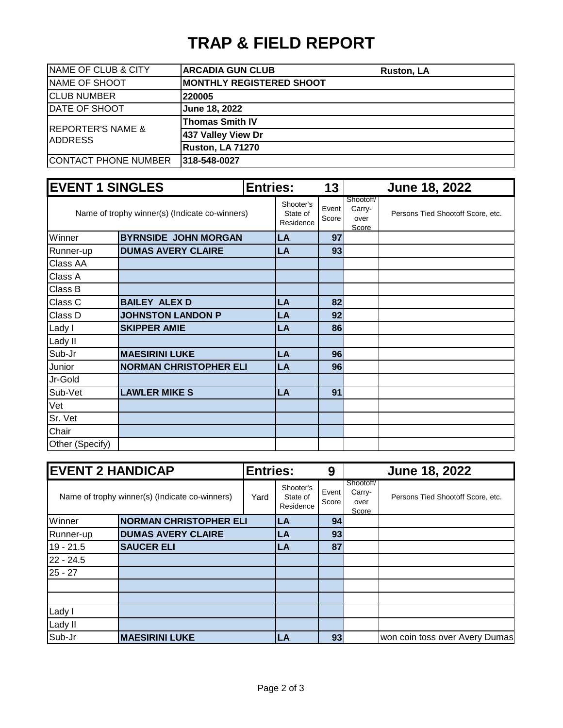# TRAP & FIELD REPORT

| | |
|---|---|
| NAME OF CLUB & CITY | **ARCADIA GUN CLUB** **Ruston, LA** |
| NAME OF SHOOT | **MONTHLY REGISTERED SHOOT** |
| CLUB NUMBER | **220005** |
| DATE OF SHOOT | **June 18, 2022** |
| REPORTER'S NAME & ADDRESS | **Thomas Smith IV** |
| | **437 Valley View Dr** |
| | **Ruston, LA 71270** |
| CONTACT PHONE NUMBER | **318-548-0027** |

| **EVENT 1 SINGLES** | | **Entries:** | **13** | **June 18, 2022** | |
|---|---|---|---|---|---|
| Name of trophy winner(s) (Indicate co-winners) | | Shooter's State of Residence | Event Score | Shootoff/ Carry-over Score | Persons Tied Shootoff Score, etc. |
| Winner | **BYRNSIDE JOHN MORGAN** | **LA** | **97** | | |
| Runner-up | **DUMAS AVERY CLAIRE** | **LA** | **93** | | |
| Class AA | | | | | |
| Class A | | | | | |
| Class B | | | | | |
| Class C | **BAILEY ALEX D** | **LA** | **82** | | |
| Class D | **JOHNSTON LANDON P** | **LA** | **92** | | |
| Lady I | **SKIPPER AMIE** | **LA** | **86** | | |
| Lady II | | | | | |
| Sub-Jr | **MAESIRINI LUKE** | **LA** | **96** | | |
| Junior | **NORMAN CHRISTOPHER ELI** | **LA** | **96** | | |
| Jr-Gold | | | | | |
| Sub-Vet | **LAWLER MIKE S** | **LA** | **91** | | |
| Vet | | | | | |
| Sr. Vet | | | | | |
| Chair | | | | | |
| Other (Specify) | | | | | |

| **EVENT 2 HANDICAP** | | **Entries:** | | **9** | **June 18, 2022** | |
|---|---|---|---|---|---|---|
| Name of trophy winner(s) (Indicate co-winners) | | Yard | Shooter's State of Residence | Event Score | Shootoff/ Carry-over Score | Persons Tied Shootoff Score, etc. |
| Winner | **NORMAN CHRISTOPHER ELI** | | **LA** | **94** | | |
| Runner-up | **DUMAS AVERY CLAIRE** | | **LA** | **93** | | |
| 19 - 21.5 | **SAUCER ELI** | | **LA** | **87** | | |
| 22 - 24.5 | | | | | | |
| 25 - 27 | | | | | | |
| | | | | | | |
| | | | | | | |
| Lady I | | | | | | |
| Lady II | | | | | | |
| Sub-Jr | **MAESIRINI LUKE** | | **LA** | **93** | | won coin toss over Avery Dumas |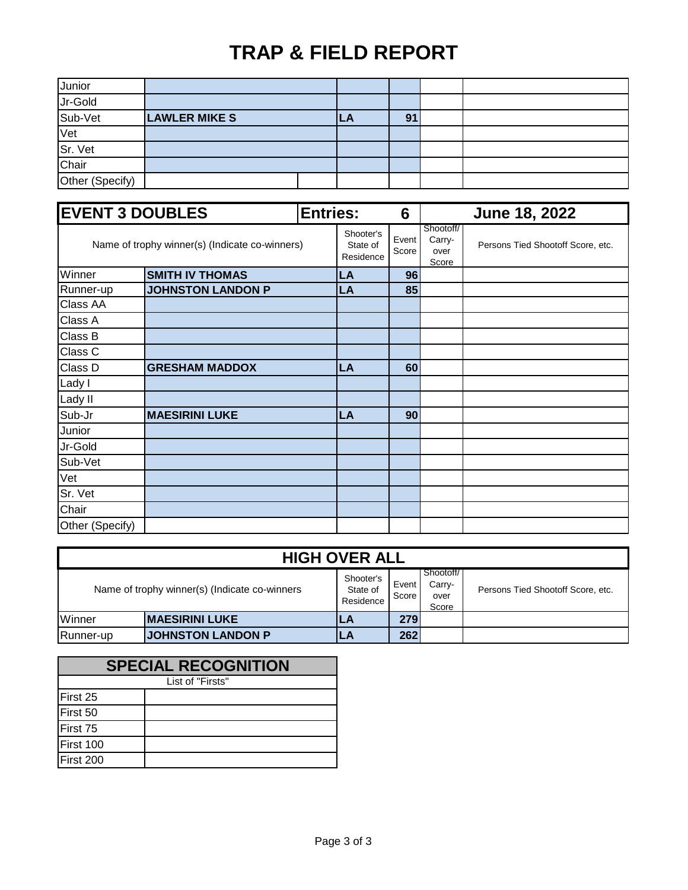# TRAP & FIELD REPORT

| | | | | | |
|---|---|---|---|---|---|
| Junior | | | | | |
| Jr-Gold | | | | | |
| Sub-Vet | **LAWLER MIKE S** | **LA** | **91** | | |
| Vet | | | | | |
| Sr. Vet | | | | | |
| Chair | | | | | |
| Other (Specify) | | | | | |

| **EVENT 3 DOUBLES** | **Entries: 6** | | | **June 18, 2022** | |
|---|---|---|---|---|---|
| Name of trophy winner(s) (Indicate co-winners) | | Shooter's State of Residence | Event Score | Shootoff/ Carry-over Score | Persons Tied Shootoff Score, etc. |
| Winner | **SMITH IV THOMAS** | **LA** | **96** | | |
| Runner-up | **JOHNSTON LANDON P** | **LA** | **85** | | |
| Class AA | | | | | |
| Class A | | | | | |
| Class B | | | | | |
| Class C | | | | | |
| Class D | **GRESHAM MADDOX** | **LA** | **60** | | |
| Lady I | | | | | |
| Lady II | | | | | |
| Sub-Jr | **MAESIRINI LUKE** | **LA** | **90** | | |
| Junior | | | | | |
| Jr-Gold | | | | | |
| Sub-Vet | | | | | |
| Vet | | | | | |
| Sr. Vet | | | | | |
| Chair | | | | | |
| Other (Specify) | | | | | |

| **HIGH OVER ALL** | | | | | |
|---|---|---|---|---|---|
| Name of trophy winner(s) (Indicate co-winners | | Shooter's State of Residence | Event Score | Shootoff/ Carry-over Score | Persons Tied Shootoff Score, etc. |
| Winner | **MAESIRINI LUKE** | **LA** | **279** | | |
| Runner-up | **JOHNSTON LANDON P** | **LA** | **262** | | |

| **SPECIAL RECOGNITION** | |
|---|---|
| List of "Firsts" | |
| First 25 | |
| First 50 | |
| First 75 | |
| First 100 | |
| First 200 | |